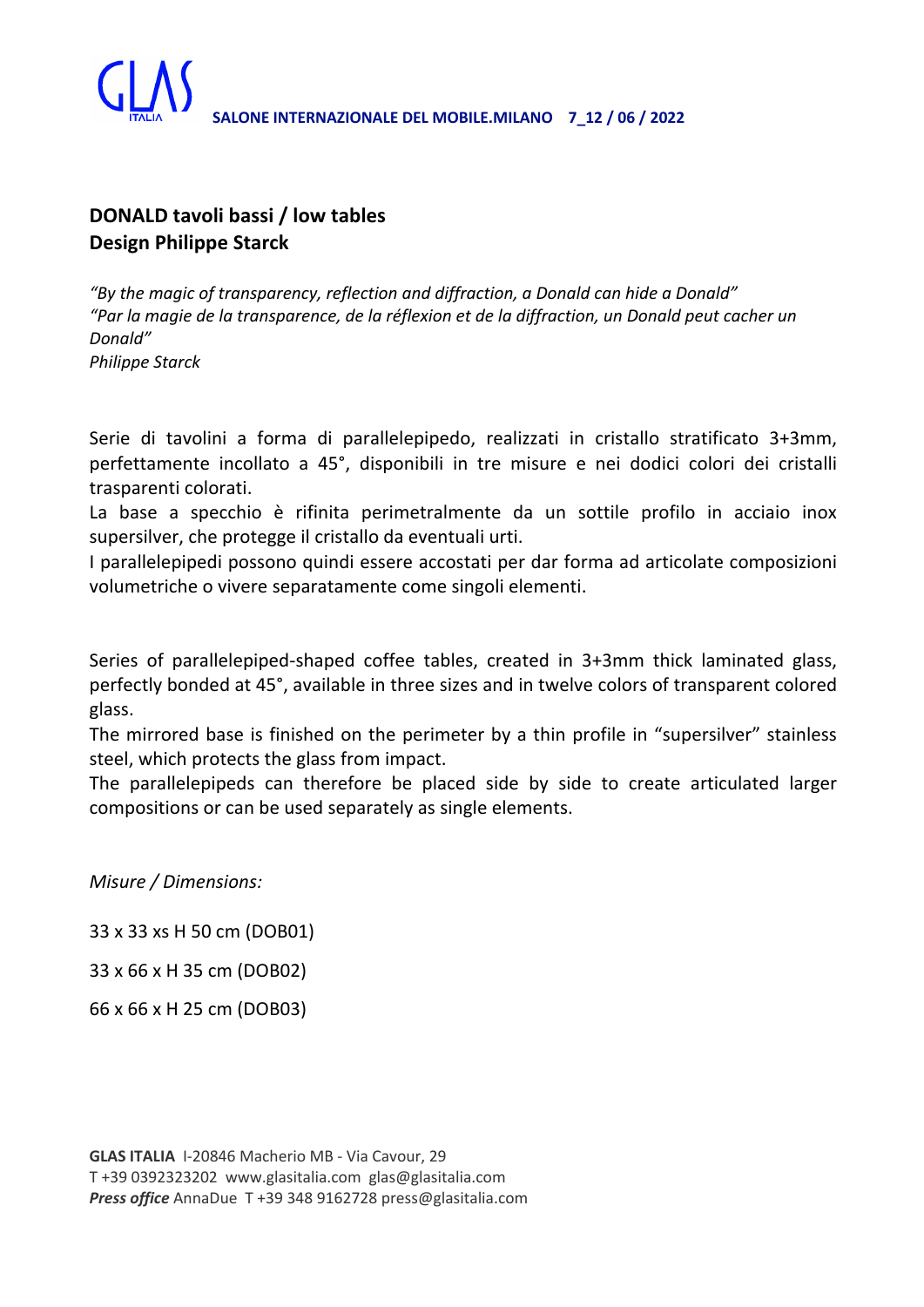GLAS ITALIA **SALONE INTERNAZIONALE DEL MOBILE.MILANO 7_12 / 06 / 2022**

## DONALD tavoli bassi / low tables
## Design Philippe Starck

*"By the magic of transparency, reflection and diffraction, a Donald can hide a Donald"*
*"Par la magie de la transparence, de la réflexion et de la diffraction, un Donald peut cacher un Donald"*
*Philippe Starck*

Serie di tavolini a forma di parallelepipedo, realizzati in cristallo stratificato 3+3mm, perfettamente incollato a 45°, disponibili in tre misure e nei dodici colori dei cristalli trasparenti colorati.
La base a specchio è rifinita perimetralmente da un sottile profilo in acciaio inox supersilver, che protegge il cristallo da eventuali urti.
I parallelepipedi possono quindi essere accostati per dar forma ad articolate composizioni volumetriche o vivere separatamente come singoli elementi.

Series of parallelepiped-shaped coffee tables, created in 3+3mm thick laminated glass, perfectly bonded at 45°, available in three sizes and in twelve colors of transparent colored glass.
The mirrored base is finished on the perimeter by a thin profile in "supersilver" stainless steel, which protects the glass from impact.
The parallelepipeds can therefore be placed side by side to create articulated larger compositions or can be used separately as single elements.

*Misure / Dimensions:*

33 x 33 xs H 50 cm (DOB01)

33 x 66 x H 35 cm (DOB02)

66 x 66 x H 25 cm (DOB03)

**GLAS ITALIA** I-20846 Macherio MB - Via Cavour, 29
T +39 0392323202 www.glasitalia.com glas@glasitalia.com
***Press office*** AnnaDue T +39 348 9162728 press@glasitalia.com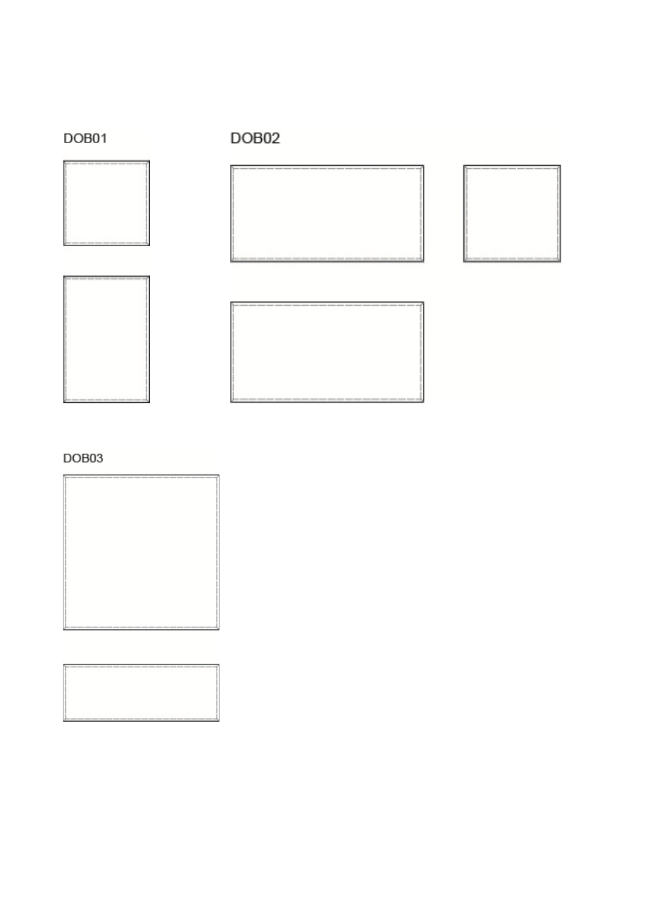DOB01

DOB02

DOB03